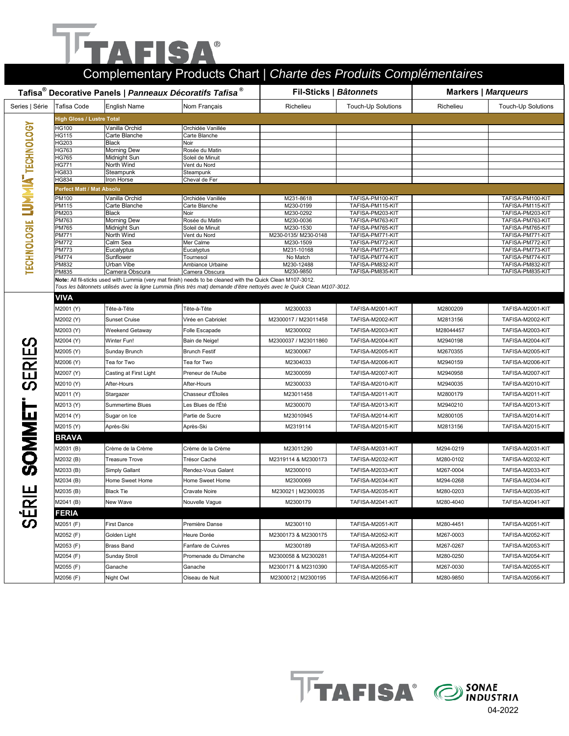# TAFISA®

## Complementary Products Chart | *Charte des Produits Complémentaires*

| Tafisa® Decorative Panels \| *Panneaux Décoratifs Tafisa®* | | | | Fil-Sticks \| *Bâtonnets* | | Markers \| *Marqueurs* | |
|---|---|---|---|---|---|---|---|
| Series \| Série | Tafisa Code | English Name | Nom Français | Richelieu | Touch-Up Solutions | Richelieu | Touch-Up Solutions |
| TECHNOLOGIE LUMMIA™ TECHNOLOGY | **High Gloss / Lustre Total** | | | | | | |
| | HG100 | Vanilla Orchid | Orchidée Vanillée | | | | |
| | HG115 | Carte Blanche | Carte Blanche | | | | |
| | HG203 | Black | Noir | | | | |
| | HG763 | Morning Dew | Rosée du Matin | | | | |
| | HG765 | Midnight Sun | Soleil de Minuit | | | | |
| | HG771 | North Wind | Vent du Nord | | | | |
| | HG833 | Steampunk | Steampunk | | | | |
| | HG834 | Iron Horse | Cheval de Fer | | | | |
| | **Perfect Matt / Mat Absolu** | | | | | | |
| | PM100 | Vanilla Orchid | Orchidée Vanillée | M231-8618 | TAFISA-PM100-KIT | | TAFISA-PM100-KIT |
| | PM115 | Carte Blanche | Carte Blanche | M230-0199 | TAFISA-PM115-KIT | | TAFISA-PM115-KIT |
| | PM203 | Black | Noir | M230-0292 | TAFISA-PM203-KIT | | TAFISA-PM203-KIT |
| | PM763 | Morning Dew | Rosée du Matin | M230-0036 | TAFISA-PM763-KIT | | TAFISA-PM763-KIT |
| | PM765 | Midnight Sun | Soleil de Minuit | M230-1530 | TAFISA-PM765-KIT | | TAFISA-PM765-KIT |
| | PM771 | North Wind | Vent du Nord | M230-0135/ M230-0148 | TAFISA-PM771-KIT | | TAFISA-PM771-KIT |
| | PM772 | Calm Sea | Mer Calme | M230-1509 | TAFISA-PM772-KIT | | TAFISA-PM772-KIT |
| | PM773 | Eucalyptus | Eucalyptus | M231-10168 | TAFISA-PM773-KIT | | TAFISA-PM773-KIT |
| | PM774 | Sunflower | Tournesol | No Match | TAFISA-PM774-KIT | | TAFISA-PM774-KIT |
| | PM832 | Urban Vibe | Ambiance Urbaine | M230-12488 | TAFISA-PM832-KIT | | TAFISA-PM832-KIT |
| | PM835 | Camera Obscura | Camera Obscura | M230-9850 | TAFISA-PM835-KIT | | TAFISA-PM835-KIT |
| SÉRIE SOMMET® SERIES | **VIVA** | | | | | | |
| | M2001 (Y) | Tête-à-Tête | Tête-à-Tête | M2300033 | TAFISA-M2001-KIT | M2800209 | TAFISA-M2001-KIT |
| | M2002 (Y) | Sunset Cruise | Virée en Cabriolet | M2300017 / M23011458 | TAFISA-M2002-KIT | M2813156 | TAFISA-M2002-KIT |
| | M2003 (Y) | Weekend Getaway | Folle Escapade | M2300002 | TAFISA-M2003-KIT | M28044457 | TAFISA-M2003-KIT |
| | M2004 (Y) | Winter Fun! | Bain de Neige! | M2300037 / M23011860 | TAFISA-M2004-KIT | M2940198 | TAFISA-M2004-KIT |
| | M2005 (Y) | Sunday Brunch | Brunch Festif | M2300067 | TAFISA-M2005-KIT | M2670355 | TAFISA-M2005-KIT |
| | M2006 (Y) | Tea for Two | Tea for Two | M2304033 | TAFISA-M2006-KIT | M2940159 | TAFISA-M2006-KIT |
| | M2007 (Y) | Casting at First Light | Preneur de l'Aube | M2300059 | TAFISA-M2007-KIT | M2940958 | TAFISA-M2007-KIT |
| | M2010 (Y) | After-Hours | After-Hours | M2300033 | TAFISA-M2010-KIT | M2940035 | TAFISA-M2010-KIT |
| | M2011 (Y) | Stargazer | Chasseur d'Étoiles | M23011458 | TAFISA-M2011-KIT | M2800179 | TAFISA-M2011-KIT |
| | M2013 (Y) | Summertime Blues | Les Blues de l'Été | M2300070 | TAFISA-M2013-KIT | M2940210 | TAFISA-M2013-KIT |
| | M2014 (Y) | Sugar on Ice | Partie de Sucre | M23010945 | TAFISA-M2014-KIT | M2800105 | TAFISA-M2014-KIT |
| | M2015 (Y) | Après-Ski | Après-Ski | M2319114 | TAFISA-M2015-KIT | M2813156 | TAFISA-M2015-KIT |
| | **BRAVA** | | | | | | |
| | M2031 (B) | Crème de la Crème | Crème de la Crème | M23011290 | TAFISA-M2031-KIT | M294-0219 | TAFISA-M2031-KIT |
| | M2032 (B) | Treasure Trove | Trésor Caché | M2319114 & M2300173 | TAFISA-M2032-KIT | M280-0102 | TAFISA-M2032-KIT |
| | M2033 (B) | Simply Gallant | Rendez-Vous Galant | M2300010 | TAFISA-M2033-KIT | M267-0004 | TAFISA-M2033-KIT |
| | M2034 (B) | Home Sweet Home | Home Sweet Home | M2300069 | TAFISA-M2034-KIT | M294-0268 | TAFISA-M2034-KIT |
| | M2035 (B) | Black Tie | Cravate Noire | M230021 \| M2300035 | TAFISA-M2035-KIT | M280-0203 | TAFISA-M2035-KIT |
| | M2041 (B) | New Wave | Nouvelle Vague | M2300179 | TAFISA-M2041-KIT | M280-4040 | TAFISA-M2041-KIT |
| | **FERIA** | | | | | | |
| | M2051 (F) | First Dance | Première Danse | M2300110 | TAFISA-M2051-KIT | M280-4451 | TAFISA-M2051-KIT |
| | M2052 (F) | Golden Light | Heure Dorée | M2300173 & M2300175 | TAFISA-M2052-KIT | M267-0003 | TAFISA-M2052-KIT |
| | M2053 (F) | Brass Band | Fanfare de Cuivres | M2300189 | TAFISA-M2053-KIT | M267-0267 | TAFISA-M2053-KIT |
| | M2054 (F) | Sunday Stroll | Promenade du Dimanche | M2300058 & M2300281 | TAFISA-M2054-KIT | M280-0250 | TAFISA-M2054-KIT |
| | M2055 (F) | Ganache | Ganache | M2300171 & M2310390 | TAFISA-M2055-KIT | M267-0030 | TAFISA-M2055-KIT |
| | M2056 (F) | Night Owl | Oiseau de Nuit | M2300012 \| M2300195 | TAFISA-M2056-KIT | M280-9850 | TAFISA-M2056-KIT |

**Note:** All fil-sticks used with Lummia (very mat finish) needs to be cleaned with the Quick Clean M107-3012.
*Tous les bâtonnets utilisés avec la ligne Lummia (finis très mat) demande d'être nettoyés avec le Quick Clean M107-3012.*

TAFISA® SONAE INDUSTRIA

04-2022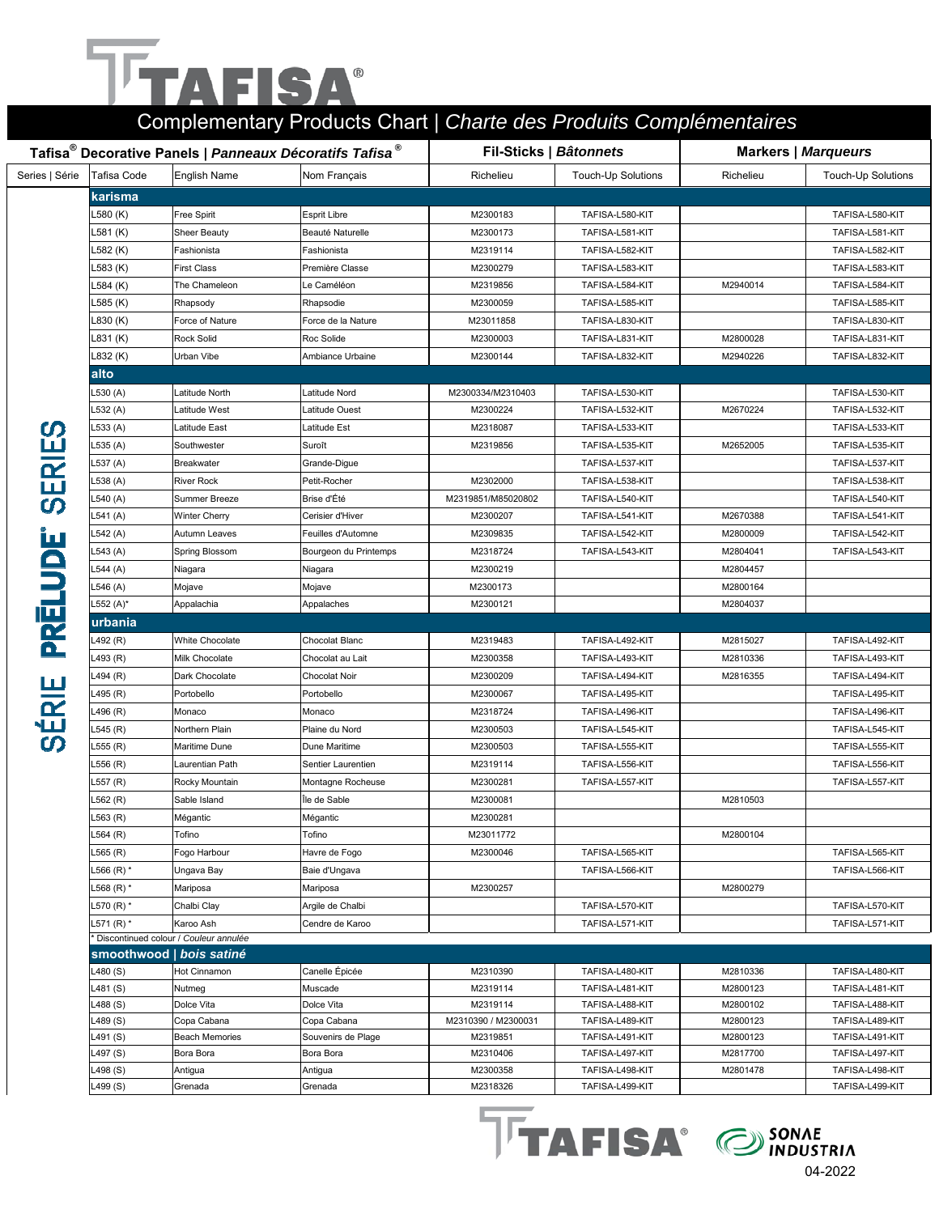# Complementary Products Chart | *Charte des Produits Complémentaires*

| Tafisa® Decorative Panels \| *Panneaux Décoratifs Tafisa®* | | | | Fil-Sticks \| *Bâtonnets* | | Markers \| *Marqueurs* | |
|---|---|---|---|---|---|---|---|
| Series \| Série | Tafisa Code | English Name | Nom Français | Richelieu | Touch-Up Solutions | Richelieu | Touch-Up Solutions |
| SÉRIE PRĒLUDE® SERIES | **karisma** | | | | | | |
| | L580 (K) | Free Spirit | Esprit Libre | M2300183 | TAFISA-L580-KIT | | TAFISA-L580-KIT |
| | L581 (K) | Sheer Beauty | Beauté Naturelle | M2300173 | TAFISA-L581-KIT | | TAFISA-L581-KIT |
| | L582 (K) | Fashionista | Fashionista | M2319114 | TAFISA-L582-KIT | | TAFISA-L582-KIT |
| | L583 (K) | First Class | Première Classe | M2300279 | TAFISA-L583-KIT | | TAFISA-L583-KIT |
| | L584 (K) | The Chameleon | Le Caméléon | M2319856 | TAFISA-L584-KIT | M2940014 | TAFISA-L584-KIT |
| | L585 (K) | Rhapsody | Rhapsodie | M2300059 | TAFISA-L585-KIT | | TAFISA-L585-KIT |
| | L830 (K) | Force of Nature | Force de la Nature | M23011858 | TAFISA-L830-KIT | | TAFISA-L830-KIT |
| | L831 (K) | Rock Solid | Roc Solide | M2300003 | TAFISA-L831-KIT | M2800028 | TAFISA-L831-KIT |
| | L832 (K) | Urban Vibe | Ambiance Urbaine | M2300144 | TAFISA-L832-KIT | M2940226 | TAFISA-L832-KIT |
| | **alto** | | | | | | |
| | L530 (A) | Latitude North | Latitude Nord | M2300334/M2310403 | TAFISA-L530-KIT | | TAFISA-L530-KIT |
| | L532 (A) | Latitude West | Latitude Ouest | M2300224 | TAFISA-L532-KIT | M2670224 | TAFISA-L532-KIT |
| | L533 (A) | Latitude East | Latitude Est | M2318087 | TAFISA-L533-KIT | | TAFISA-L533-KIT |
| | L535 (A) | Southwester | Suroît | M2319856 | TAFISA-L535-KIT | M2652005 | TAFISA-L535-KIT |
| | L537 (A) | Breakwater | Grande-Digue | | TAFISA-L537-KIT | | TAFISA-L537-KIT |
| | L538 (A) | River Rock | Petit-Rocher | M2302000 | TAFISA-L538-KIT | | TAFISA-L538-KIT |
| | L540 (A) | Summer Breeze | Brise d'Été | M2319851/M85020802 | TAFISA-L540-KIT | | TAFISA-L540-KIT |
| | L541 (A) | Winter Cherry | Cerisier d'Hiver | M2300207 | TAFISA-L541-KIT | M2670388 | TAFISA-L541-KIT |
| | L542 (A) | Autumn Leaves | Feuilles d'Automne | M2309835 | TAFISA-L542-KIT | M2800009 | TAFISA-L542-KIT |
| | L543 (A) | Spring Blossom | Bourgeon du Printemps | M2318724 | TAFISA-L543-KIT | M2804041 | TAFISA-L543-KIT |
| | L544 (A) | Niagara | Niagara | M2300219 | | M2804457 | |
| | L546 (A) | Mojave | Mojave | M2300173 | | M2800164 | |
| | L552 (A)* | Appalachia | Appalaches | M2300121 | | M2804037 | |
| | **urbania** | | | | | | |
| | L492 (R) | White Chocolate | Chocolat Blanc | M2319483 | TAFISA-L492-KIT | M2815027 | TAFISA-L492-KIT |
| | L493 (R) | Milk Chocolate | Chocolat au Lait | M2300358 | TAFISA-L493-KIT | M2810336 | TAFISA-L493-KIT |
| | L494 (R) | Dark Chocolate | Chocolat Noir | M2300209 | TAFISA-L494-KIT | M2816355 | TAFISA-L494-KIT |
| | L495 (R) | Portobello | Portobello | M2300067 | TAFISA-L495-KIT | | TAFISA-L495-KIT |
| | L496 (R) | Monaco | Monaco | M2318724 | TAFISA-L496-KIT | | TAFISA-L496-KIT |
| | L545 (R) | Northern Plain | Plaine du Nord | M2300503 | TAFISA-L545-KIT | | TAFISA-L545-KIT |
| | L555 (R) | Maritime Dune | Dune Maritime | M2300503 | TAFISA-L555-KIT | | TAFISA-L555-KIT |
| | L556 (R) | Laurentian Path | Sentier Laurentien | M2319114 | TAFISA-L556-KIT | | TAFISA-L556-KIT |
| | L557 (R) | Rocky Mountain | Montagne Rocheuse | M2300281 | TAFISA-L557-KIT | | TAFISA-L557-KIT |
| | L562 (R) | Sable Island | Île de Sable | M2300081 | | M2810503 | |
| | L563 (R) | Mégantic | Mégantic | M2300281 | | | |
| | L564 (R) | Tofino | Tofino | M23011772 | | M2800104 | |
| | L565 (R) | Fogo Harbour | Havre de Fogo | M2300046 | TAFISA-L565-KIT | | TAFISA-L565-KIT |
| | L566 (R) * | Ungava Bay | Baie d'Ungava | | TAFISA-L566-KIT | | TAFISA-L566-KIT |
| | L568 (R) * | Mariposa | Mariposa | M2300257 | | M2800279 | |
| | L570 (R) * | Chalbi Clay | Argile de Chalbi | | TAFISA-L570-KIT | | TAFISA-L570-KIT |
| | L571 (R) * | Karoo Ash | Cendre de Karoo | | TAFISA-L571-KIT | | TAFISA-L571-KIT |
| | * Discontinued colour / *Couleur annulée* | | | | | | |
| | **smoothwood \| *bois satiné*** | | | | | | |
| | L480 (S) | Hot Cinnamon | Canelle Épicée | M2310390 | TAFISA-L480-KIT | M2810336 | TAFISA-L480-KIT |
| | L481 (S) | Nutmeg | Muscade | M2319114 | TAFISA-L481-KIT | M2800123 | TAFISA-L481-KIT |
| | L488 (S) | Dolce Vita | Dolce Vita | M2319114 | TAFISA-L488-KIT | M2800102 | TAFISA-L488-KIT |
| | L489 (S) | Copa Cabana | Copa Cabana | M2310390 / M2300031 | TAFISA-L489-KIT | M2800123 | TAFISA-L489-KIT |
| | L491 (S) | Beach Memories | Souvenirs de Plage | M2319851 | TAFISA-L491-KIT | M2800123 | TAFISA-L491-KIT |
| | L497 (S) | Bora Bora | Bora Bora | M2310406 | TAFISA-L497-KIT | M2817700 | TAFISA-L497-KIT |
| | L498 (S) | Antigua | Antigua | M2300358 | TAFISA-L498-KIT | M2801478 | TAFISA-L498-KIT |
| | L499 (S) | Grenada | Grenada | M2318326 | TAFISA-L499-KIT | | TAFISA-L499-KIT |

04-2022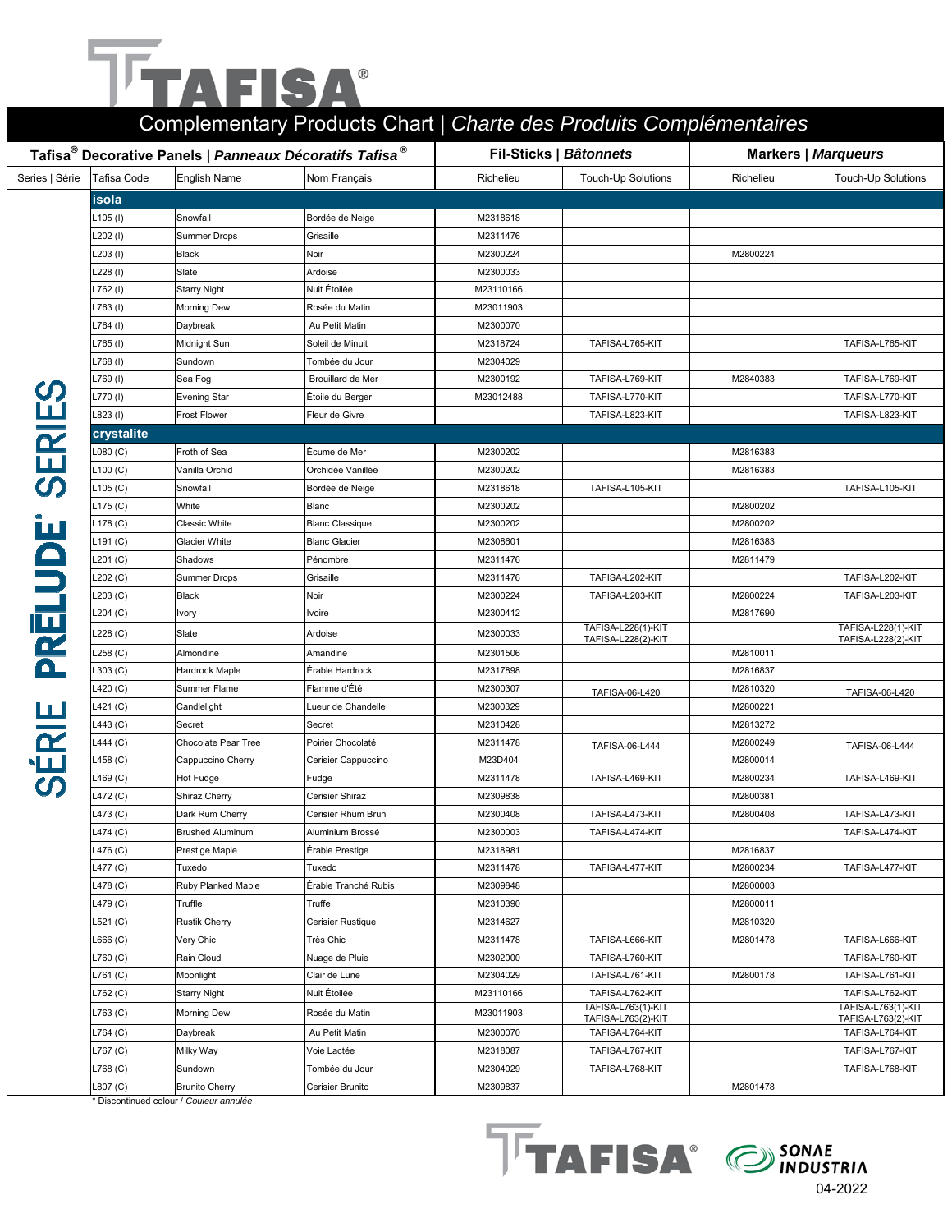# TAFISA®

## Complementary Products Chart | *Charte des Produits Complémentaires*

| Tafisa® Decorative Panels \| *Panneaux Décoratifs Tafisa®* | | | | Fil-Sticks \| *Bâtonnets* | | Markers \| *Marqueurs* | |
|---|---|---|---|---|---|---|---|
| Series \| Série | Tafisa Code | English Name | Nom Français | Richelieu | Touch-Up Solutions | Richelieu | Touch-Up Solutions |
| SÉRIE PRĒLUDĒ SERIES | **isola** | | | | | | |
| | L105 (I) | Snowfall | Bordée de Neige | M2318618 | | | |
| | L202 (I) | Summer Drops | Grisaille | M2311476 | | | |
| | L203 (I) | Black | Noir | M2300224 | | M2800224 | |
| | L228 (I) | Slate | Ardoise | M2300033 | | | |
| | L762 (I) | Starry Night | Nuit Étoilée | M23110166 | | | |
| | L763 (I) | Morning Dew | Rosée du Matin | M23011903 | | | |
| | L764 (I) | Daybreak | Au Petit Matin | M2300070 | | | |
| | L765 (I) | Midnight Sun | Soleil de Minuit | M2318724 | TAFISA-L765-KIT | | TAFISA-L765-KIT |
| | L768 (I) | Sundown | Tombée du Jour | M2304029 | | | |
| | L769 (I) | Sea Fog | Brouillard de Mer | M2300192 | TAFISA-L769-KIT | M2840383 | TAFISA-L769-KIT |
| | L770 (I) | Evening Star | Étoile du Berger | M23012488 | TAFISA-L770-KIT | | TAFISA-L770-KIT |
| | L823 (I) | Frost Flower | Fleur de Givre | | TAFISA-L823-KIT | | TAFISA-L823-KIT |
| | **crystalite** | | | | | | |
| | L080 (C) | Froth of Sea | Écume de Mer | M2300202 | | M2816383 | |
| | L100 (C) | Vanilla Orchid | Orchidée Vanillée | M2300202 | | M2816383 | |
| | L105 (C) | Snowfall | Bordée de Neige | M2318618 | TAFISA-L105-KIT | | TAFISA-L105-KIT |
| | L175 (C) | White | Blanc | M2300202 | | M2800202 | |
| | L178 (C) | Classic White | Blanc Classique | M2300202 | | M2800202 | |
| | L191 (C) | Glacier White | Blanc Glacier | M2308601 | | M2816383 | |
| | L201 (C) | Shadows | Pénombre | M2311476 | | M2811479 | |
| | L202 (C) | Summer Drops | Grisaille | M2311476 | TAFISA-L202-KIT | | TAFISA-L202-KIT |
| | L203 (C) | Black | Noir | M2300224 | TAFISA-L203-KIT | M2800224 | TAFISA-L203-KIT |
| | L204 (C) | Ivory | Ivoire | M2300412 | | M2817690 | |
| | L228 (C) | Slate | Ardoise | M2300033 | TAFISA-L228(1)-KIT TAFISA-L228(2)-KIT | | TAFISA-L228(1)-KIT TAFISA-L228(2)-KIT |
| | L258 (C) | Almondine | Amandine | M2301506 | | M2810011 | |
| | L303 (C) | Hardrock Maple | Érable Hardrock | M2317898 | | M2816837 | |
| | L420 (C) | Summer Flame | Flamme d'Été | M2300307 | TAFISA-06-L420 | M2810320 | TAFISA-06-L420 |
| | L421 (C) | Candlelight | Lueur de Chandelle | M2300329 | | M2800221 | |
| | L443 (C) | Secret | Secret | M2310428 | | M2813272 | |
| | L444 (C) | Chocolate Pear Tree | Poirier Chocolaté | M2311478 | TAFISA-06-L444 | M2800249 | TAFISA-06-L444 |
| | L458 (C) | Cappuccino Cherry | Cerisier Cappuccino | M23D404 | | M2800014 | |
| | L469 (C) | Hot Fudge | Fudge | M2311478 | TAFISA-L469-KIT | M2800234 | TAFISA-L469-KIT |
| | L472 (C) | Shiraz Cherry | Cerisier Shiraz | M2309838 | | M2800381 | |
| | L473 (C) | Dark Rum Cherry | Cerisier Rhum Brun | M2300408 | TAFISA-L473-KIT | M2800408 | TAFISA-L473-KIT |
| | L474 (C) | Brushed Aluminum | Aluminium Brossé | M2300003 | TAFISA-L474-KIT | | TAFISA-L474-KIT |
| | L476 (C) | Prestige Maple | Érable Prestige | M2318981 | | M2816837 | |
| | L477 (C) | Tuxedo | Tuxedo | M2311478 | TAFISA-L477-KIT | M2800234 | TAFISA-L477-KIT |
| | L478 (C) | Ruby Planked Maple | Érable Tranché Rubis | M2309848 | | M2800003 | |
| | L479 (C) | Truffle | Truffe | M2310390 | | M2800011 | |
| | L521 (C) | Rustik Cherry | Cerisier Rustique | M2314627 | | M2810320 | |
| | L666 (C) | Very Chic | Très Chic | M2311478 | TAFISA-L666-KIT | M2801478 | TAFISA-L666-KIT |
| | L760 (C) | Rain Cloud | Nuage de Pluie | M2302000 | TAFISA-L760-KIT | | TAFISA-L760-KIT |
| | L761 (C) | Moonlight | Clair de Lune | M2304029 | TAFISA-L761-KIT | M2800178 | TAFISA-L761-KIT |
| | L762 (C) | Starry Night | Nuit Étoilée | M23110166 | TAFISA-L762-KIT | | TAFISA-L762-KIT |
| | L763 (C) | Morning Dew | Rosée du Matin | M23011903 | TAFISA-L763(1)-KIT TAFISA-L763(2)-KIT | | TAFISA-L763(1)-KIT TAFISA-L763(2)-KIT |
| | L764 (C) | Daybreak | Au Petit Matin | M2300070 | TAFISA-L764-KIT | | TAFISA-L764-KIT |
| | L767 (C) | Milky Way | Voie Lactée | M2318087 | TAFISA-L767-KIT | | TAFISA-L767-KIT |
| | L768 (C) | Sundown | Tombée du Jour | M2304029 | TAFISA-L768-KIT | | TAFISA-L768-KIT |
| | L807 (C) | Brunito Cherry | Cerisier Brunito | M2309837 | | M2801478 | |

\* Discontinued colour / *Couleur annulée*

TAFISA® SONAE INDUSTRIA

04-2022